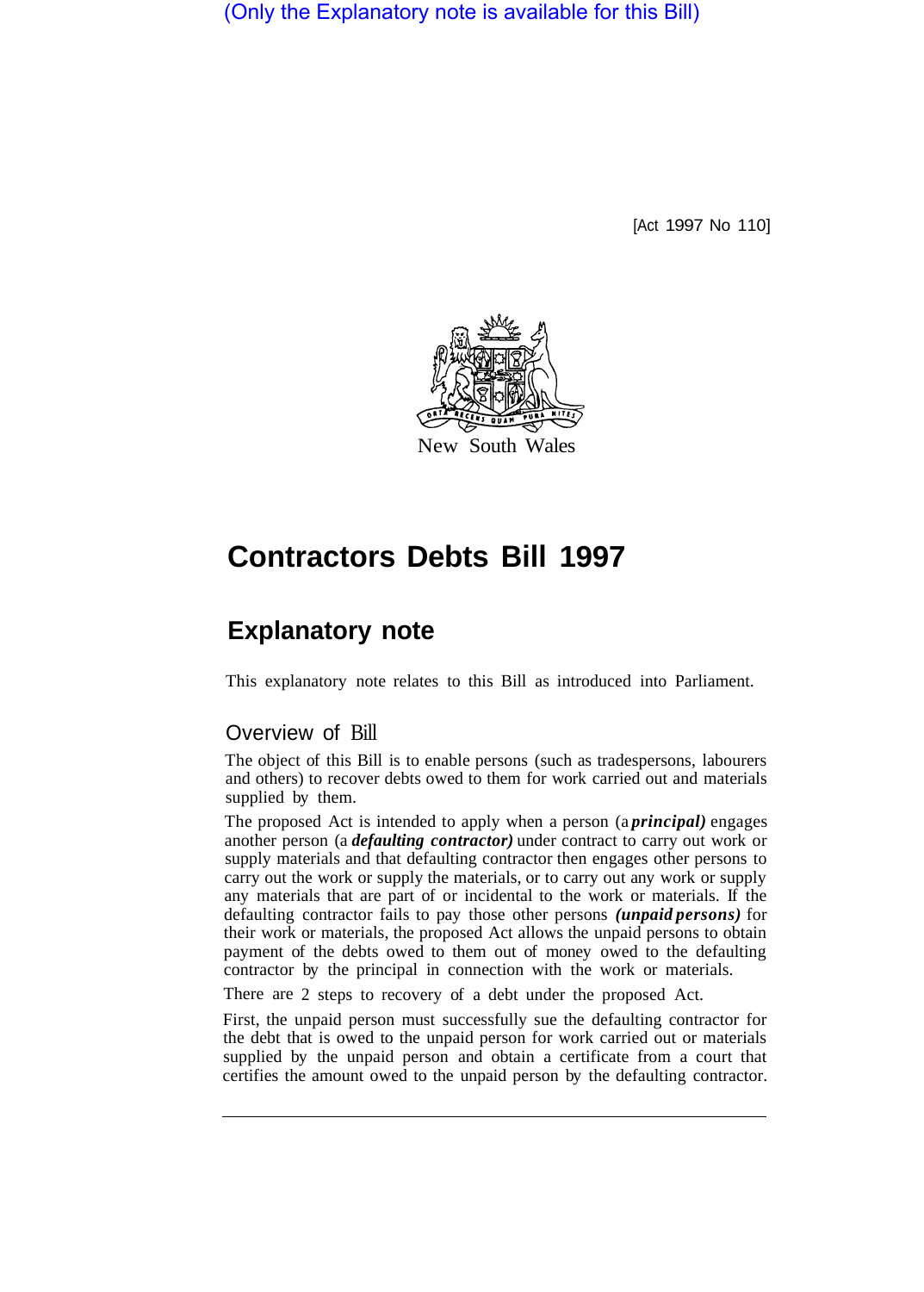(Only the Explanatory note is available for this Bill)

[Act 1997 No 110]

New South Wales

# Contractors Debts Bill 1997

## Explanatory note

This explanatory note relates to this Bill as introduced into Parliament.

### Overview of Bill

The object of this Bill is to enable persons (such as tradespersons, labourers and others) to recover debts owed to them for work carried out and materials supplied by them.

The proposed Act is intended to apply when a person (a ***principal)*** engages another person (a ***defaulting contractor)*** under contract to carry out work or supply materials and that defaulting contractor then engages other persons to carry out the work or supply the materials, or to carry out any work or supply any materials that are part of or incidental to the work or materials. If the defaulting contractor fails to pay those other persons ***(unpaid persons)*** for their work or materials, the proposed Act allows the unpaid persons to obtain payment of the debts owed to them out of money owed to the defaulting contractor by the principal in connection with the work or materials.

There are 2 steps to recovery of a debt under the proposed Act.

First, the unpaid person must successfully sue the defaulting contractor for the debt that is owed to the unpaid person for work carried out or materials supplied by the unpaid person and obtain a certificate from a court that certifies the amount owed to the unpaid person by the defaulting contractor.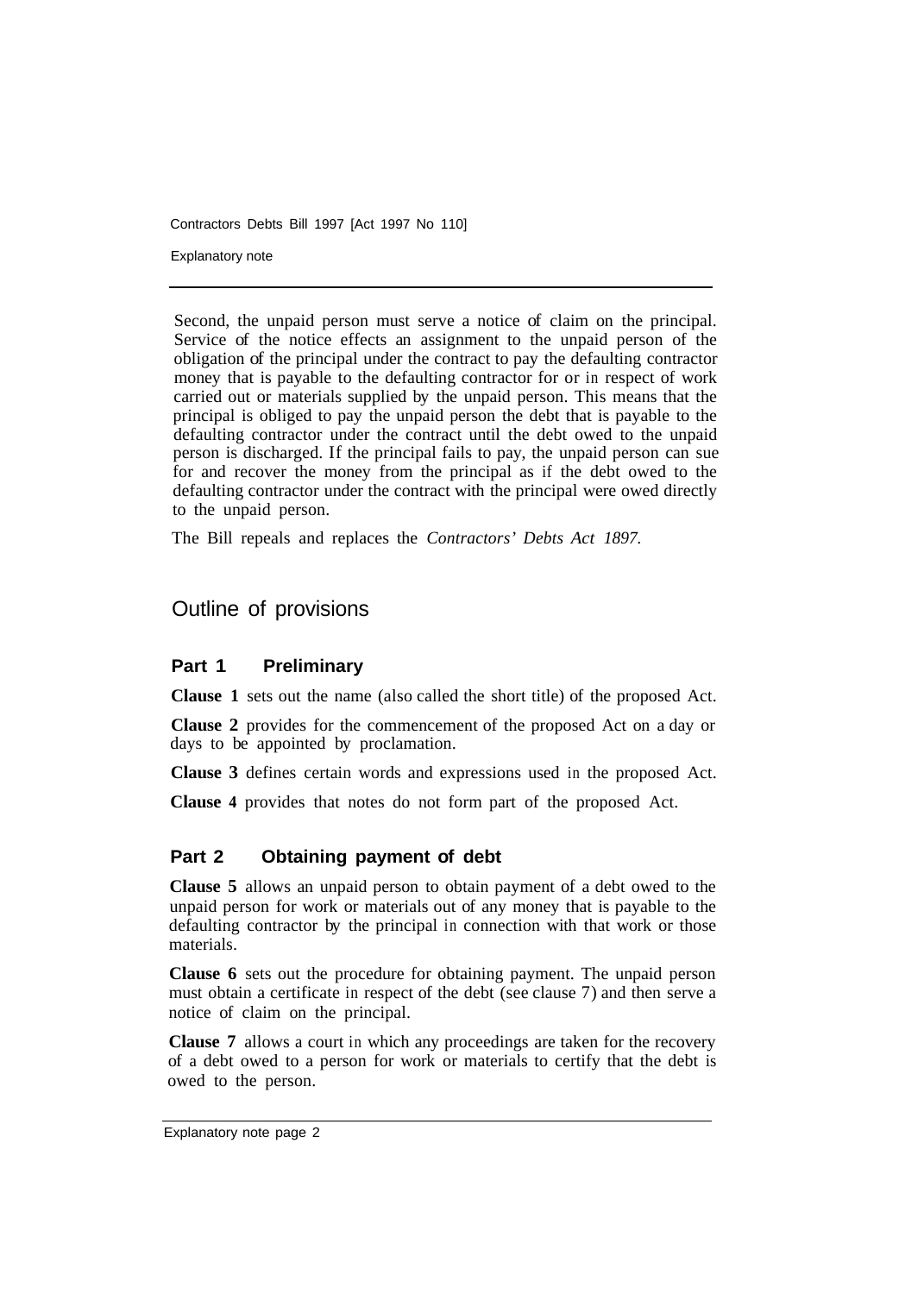Second, the unpaid person must serve a notice of claim on the principal. Service of the notice effects an assignment to the unpaid person of the obligation of the principal under the contract to pay the defaulting contractor money that is payable to the defaulting contractor for or in respect of work carried out or materials supplied by the unpaid person. This means that the principal is obliged to pay the unpaid person the debt that is payable to the defaulting contractor under the contract until the debt owed to the unpaid person is discharged. If the principal fails to pay, the unpaid person can sue for and recover the money from the principal as if the debt owed to the defaulting contractor under the contract with the principal were owed directly to the unpaid person.

The Bill repeals and replaces the *Contractors' Debts Act 1897.*

## Outline of provisions

### Part 1 Preliminary

**Clause 1** sets out the name (also called the short title) of the proposed Act.

**Clause 2** provides for the commencement of the proposed Act on a day or days to be appointed by proclamation.

**Clause 3** defines certain words and expressions used in the proposed Act.

**Clause 4** provides that notes do not form part of the proposed Act.

### Part 2 Obtaining payment of debt

**Clause 5** allows an unpaid person to obtain payment of a debt owed to the unpaid person for work or materials out of any money that is payable to the defaulting contractor by the principal in connection with that work or those materials.

**Clause 6** sets out the procedure for obtaining payment. The unpaid person must obtain a certificate in respect of the debt (see clause 7) and then serve a notice of claim on the principal.

**Clause 7** allows a court in which any proceedings are taken for the recovery of a debt owed to a person for work or materials to certify that the debt is owed to the person.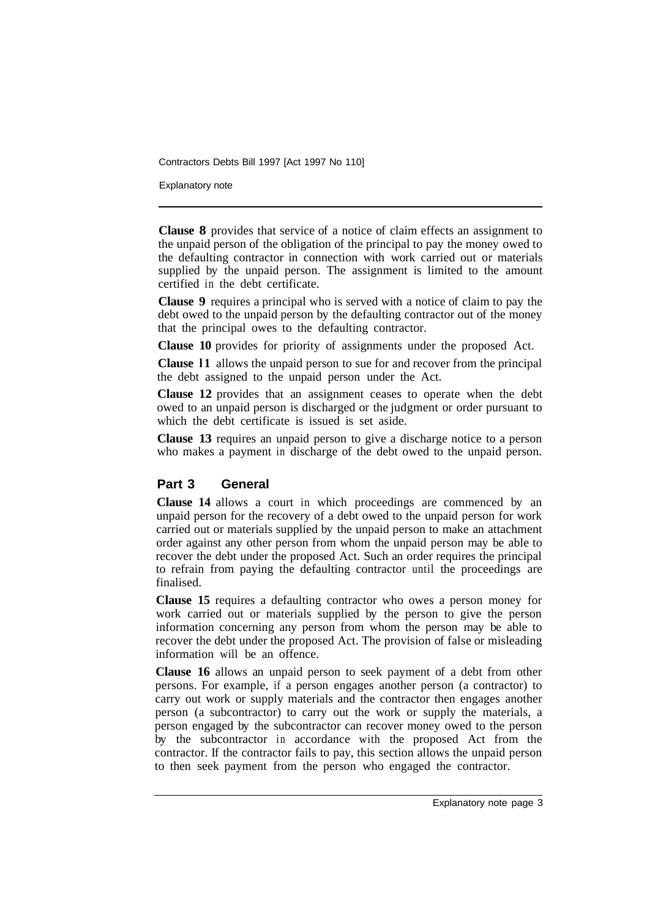**Clause 8** provides that service of a notice of claim effects an assignment to the unpaid person of the obligation of the principal to pay the money owed to the defaulting contractor in connection with work carried out or materials supplied by the unpaid person. The assignment is limited to the amount certified in the debt certificate.

**Clause 9** requires a principal who is served with a notice of claim to pay the debt owed to the unpaid person by the defaulting contractor out of the money that the principal owes to the defaulting contractor.

**Clause 10** provides for priority of assignments under the proposed Act.

**Clause 11** allows the unpaid person to sue for and recover from the principal the debt assigned to the unpaid person under the Act.

**Clause 12** provides that an assignment ceases to operate when the debt owed to an unpaid person is discharged or the judgment or order pursuant to which the debt certificate is issued is set aside.

**Clause 13** requires an unpaid person to give a discharge notice to a person who makes a payment in discharge of the debt owed to the unpaid person.

## Part 3 General

**Clause 14** allows a court in which proceedings are commenced by an unpaid person for the recovery of a debt owed to the unpaid person for work carried out or materials supplied by the unpaid person to make an attachment order against any other person from whom the unpaid person may be able to recover the debt under the proposed Act. Such an order requires the principal to refrain from paying the defaulting contractor until the proceedings are finalised.

**Clause 15** requires a defaulting contractor who owes a person money for work carried out or materials supplied by the person to give the person information concerning any person from whom the person may be able to recover the debt under the proposed Act. The provision of false or misleading information will be an offence.

**Clause 16** allows an unpaid person to seek payment of a debt from other persons. For example, if a person engages another person (a contractor) to carry out work or supply materials and the contractor then engages another person (a subcontractor) to carry out the work or supply the materials, a person engaged by the subcontractor can recover money owed to the person by the subcontractor in accordance with the proposed Act from the contractor. If the contractor fails to pay, this section allows the unpaid person to then seek payment from the person who engaged the contractor.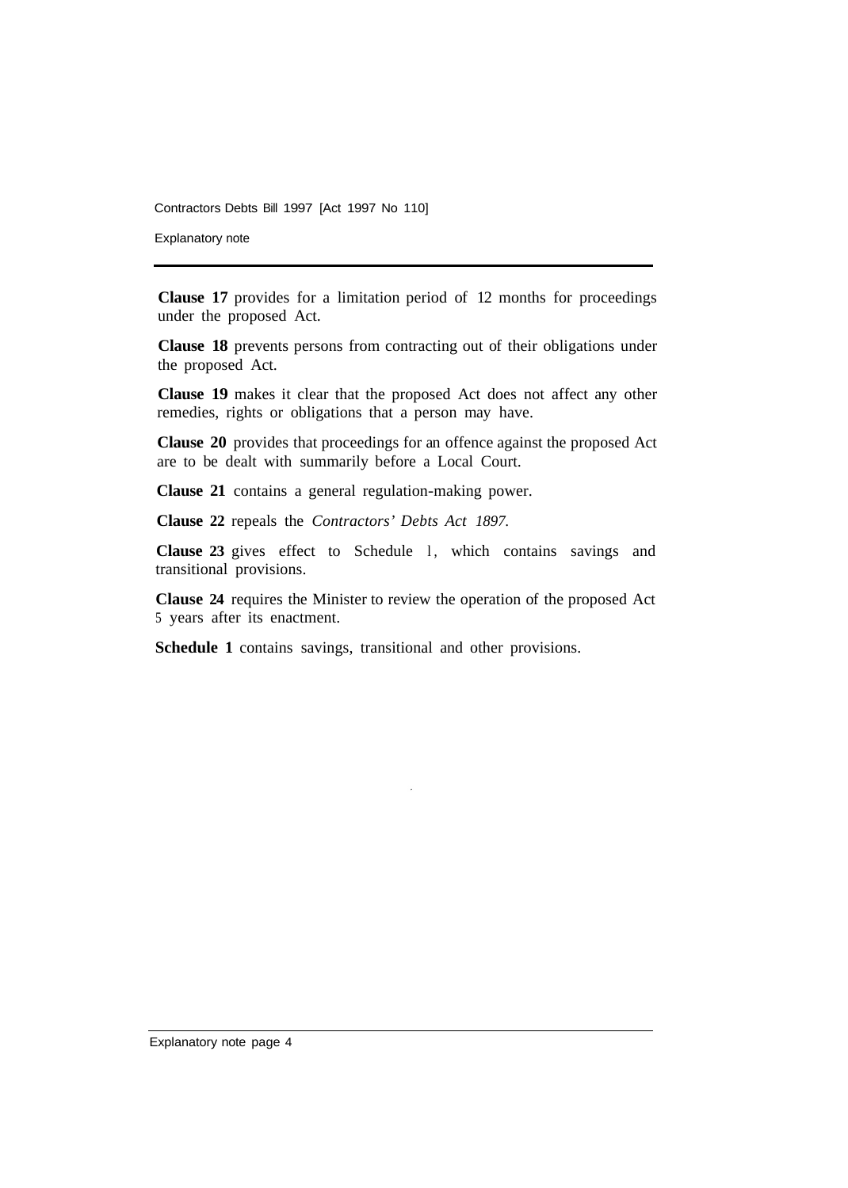**Clause 17** provides for a limitation period of 12 months for proceedings under the proposed Act.

**Clause 18** prevents persons from contracting out of their obligations under the proposed Act.

**Clause 19** makes it clear that the proposed Act does not affect any other remedies, rights or obligations that a person may have.

**Clause 20** provides that proceedings for an offence against the proposed Act are to be dealt with summarily before a Local Court.

**Clause 21** contains a general regulation-making power.

**Clause 22** repeals the *Contractors' Debts Act 1897.*

**Clause 23** gives effect to Schedule 1, which contains savings and transitional provisions.

**Clause 24** requires the Minister to review the operation of the proposed Act 5 years after its enactment.

**Schedule 1** contains savings, transitional and other provisions.